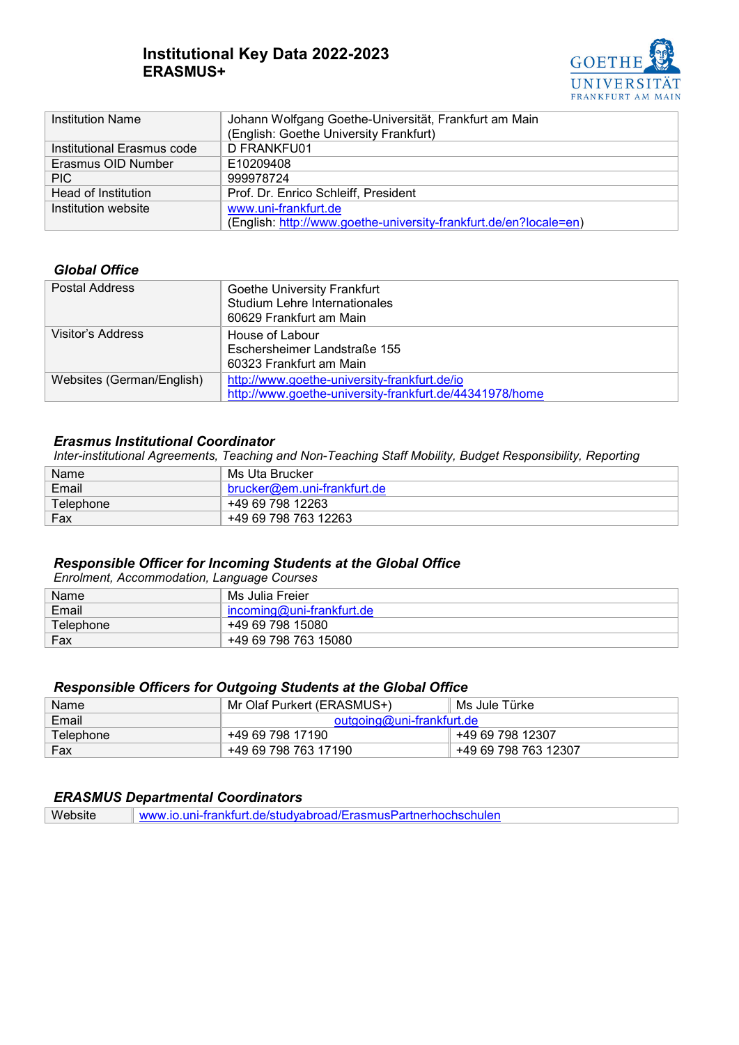# Institutional Key Data 2022-2023
# ERASMUS+

| | |
|---|---|
| Institution Name | Johann Wolfgang Goethe-Universität, Frankfurt am Main<br>(English: Goethe University Frankfurt) |
| Institutional Erasmus code | D FRANKFU01 |
| Erasmus OID Number | E10209408 |
| PIC | 999978724 |
| Head of Institution | Prof. Dr. Enrico Schleiff, President |
| Institution website | www.uni-frankfurt.de<br>(English: http://www.goethe-university-frankfurt.de/en?locale=en) |

## *Global Office*

| | |
|---|---|
| Postal Address | Goethe University Frankfurt<br>Studium Lehre Internationales<br>60629 Frankfurt am Main |
| Visitor's Address | House of Labour<br>Eschersheimer Landstraße 155<br>60323 Frankfurt am Main |
| Websites (German/English) | http://www.goethe-university-frankfurt.de/io<br>http://www.goethe-university-frankfurt.de/44341978/home |

## *Erasmus Institutional Coordinator*

*Inter-institutional Agreements, Teaching and Non-Teaching Staff Mobility, Budget Responsibility, Reporting*

| | |
|---|---|
| Name | Ms Uta Brucker |
| Email | brucker@em.uni-frankfurt.de |
| Telephone | +49 69 798 12263 |
| Fax | +49 69 798 763 12263 |

## *Responsible Officer for Incoming Students at the Global Office*

*Enrolment, Accommodation, Language Courses*

| | |
|---|---|
| Name | Ms Julia Freier |
| Email | incoming@uni-frankfurt.de |
| Telephone | +49 69 798 15080 |
| Fax | +49 69 798 763 15080 |

## *Responsible Officers for Outgoing Students at the Global Office*

| | | |
|---|---|---|
| Name | Mr Olaf Purkert (ERASMUS+) | Ms Jule Türke |
| Email | outgoing@uni-frankfurt.de | |
| Telephone | +49 69 798 17190 | +49 69 798 12307 |
| Fax | +49 69 798 763 17190 | +49 69 798 763 12307 |

## *ERASMUS Departmental Coordinators*

| | |
|---|---|
| Website | www.io.uni-frankfurt.de/studyabroad/ErasmusPartnerhochschulen |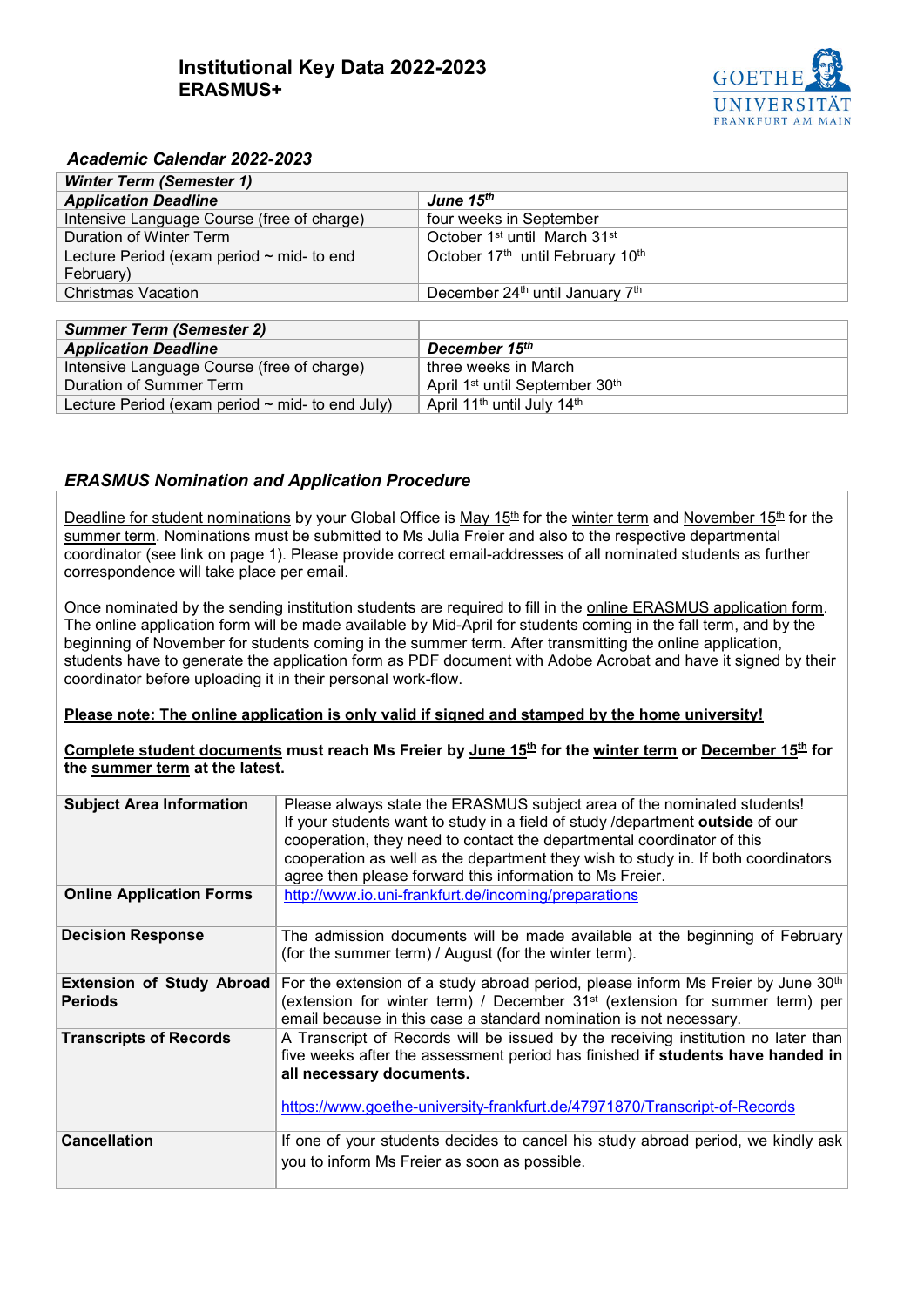# Institutional Key Data 2022-2023
## ERASMUS+

### *Academic Calendar 2022-2023*

| ***Winter Term (Semester 1)*** | |
|---|---|
| ***Application Deadline*** | ***June 15th*** |
| Intensive Language Course (free of charge) | four weeks in September |
| Duration of Winter Term | October 1st until March 31st |
| Lecture Period (exam period ~ mid- to end February) | October 17th until February 10th |
| Christmas Vacation | December 24th until January 7th |

| ***Summer Term (Semester 2)*** | |
|---|---|
| ***Application Deadline*** | ***December 15th*** |
| Intensive Language Course (free of charge) | three weeks in March |
| Duration of Summer Term | April 1st until September 30th |
| Lecture Period (exam period ~ mid- to end July) | April 11th until July 14th |

### *ERASMUS Nomination and Application Procedure*

Deadline for student nominations by your Global Office is May 15th for the winter term and November 15th for the summer term. Nominations must be submitted to Ms Julia Freier and also to the respective departmental coordinator (see link on page 1). Please provide correct email-addresses of all nominated students as further correspondence will take place per email.

Once nominated by the sending institution students are required to fill in the online ERASMUS application form. The online application form will be made available by Mid-April for students coming in the fall term, and by the beginning of November for students coming in the summer term. After transmitting the online application, students have to generate the application form as PDF document with Adobe Acrobat and have it signed by their coordinator before uploading it in their personal work-flow.

**Please note: The online application is only valid if signed and stamped by the home university!**

**Complete student documents must reach Ms Freier by June 15th for the winter term or December 15th for the summer term at the latest.**

| | |
|---|---|
| **Subject Area Information** | Please always state the ERASMUS subject area of the nominated students! If your students want to study in a field of study /department **outside** of our cooperation, they need to contact the departmental coordinator of this cooperation as well as the department they wish to study in. If both coordinators agree then please forward this information to Ms Freier. |
| **Online Application Forms** | http://www.io.uni-frankfurt.de/incoming/preparations |
| **Decision Response** | The admission documents will be made available at the beginning of February (for the summer term) / August (for the winter term). |
| **Extension of Study Abroad Periods** | For the extension of a study abroad period, please inform Ms Freier by June 30th (extension for winter term) / December 31st (extension for summer term) per email because in this case a standard nomination is not necessary. |
| **Transcripts of Records** | A Transcript of Records will be issued by the receiving institution no later than five weeks after the assessment period has finished **if students have handed in all necessary documents.** https://www.goethe-university-frankfurt.de/47971870/Transcript-of-Records |
| **Cancellation** | If one of your students decides to cancel his study abroad period, we kindly ask you to inform Ms Freier as soon as possible. |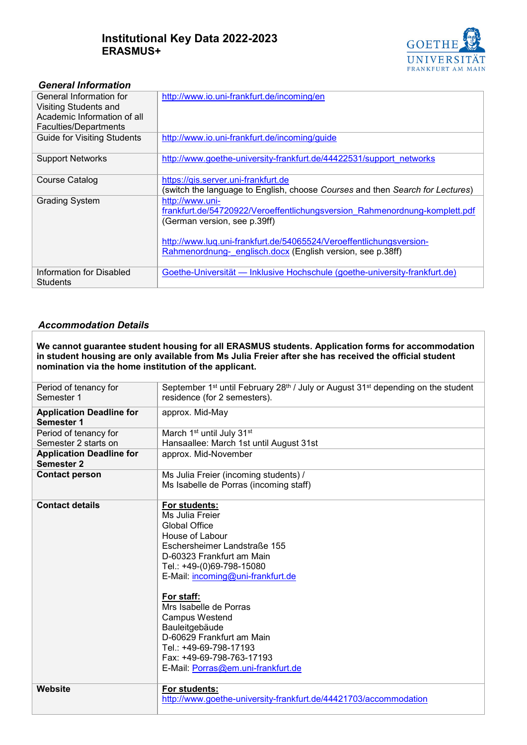# Institutional Key Data 2022-2023
## ERASMUS+

GOETHE UNIVERSITÄT FRANKFURT AM MAIN

### *General Information*

| | |
|---|---|
| General Information for Visiting Students and Academic Information of all Faculties/Departments | http://www.io.uni-frankfurt.de/incoming/en |
| Guide for Visiting Students | http://www.io.uni-frankfurt.de/incoming/guide |
| Support Networks | http://www.goethe-university-frankfurt.de/44422531/support_networks |
| Course Catalog | https://qis.server.uni-frankfurt.de<br>(switch the language to English, choose *Courses* and then *Search for Lectures*) |
| Grading System | http://www.uni-frankfurt.de/54720922/Veroeffentlichungsversion_Rahmenordnung-komplett.pdf<br>(German version, see p.39ff)<br><br>http://www.luq.uni-frankfurt.de/54065524/Veroeffentlichungsversion-Rahmenordnung-_englisch.docx (English version, see p.38ff) |
| Information for Disabled Students | Goethe-Universität — Inklusive Hochschule (goethe-university-frankfurt.de) |

### *Accommodation Details*

**We cannot guarantee student housing for all ERASMUS students. Application forms for accommodation in student housing are only available from Ms Julia Freier after she has received the official student nomination via the home institution of the applicant.**

| | |
|---|---|
| Period of tenancy for Semester 1 | September 1st until February 28th / July or August 31st depending on the student residence (for 2 semesters). |
| **Application Deadline for Semester 1** | approx. Mid-May |
| Period of tenancy for Semester 2 starts on | March 1st until July 31st<br>Hansaallee: March 1st until August 31st |
| **Application Deadline for Semester 2** | approx. Mid-November |
| **Contact person** | Ms Julia Freier (incoming students) /<br>Ms Isabelle de Porras (incoming staff) |
| **Contact details** | **For students:**<br>Ms Julia Freier<br>Global Office<br>House of Labour<br>Eschersheimer Landstraße 155<br>D-60323 Frankfurt am Main<br>Tel.: +49-(0)69-798-15080<br>E-Mail: incoming@uni-frankfurt.de<br><br>**For staff:**<br>Mrs Isabelle de Porras<br>Campus Westend<br>Bauleitgebäude<br>D-60629 Frankfurt am Main<br>Tel.: +49-69-798-17193<br>Fax: +49-69-798-763-17193<br>E-Mail: Porras@em.uni-frankfurt.de |
| **Website** | **For students:**<br>http://www.goethe-university-frankfurt.de/44421703/accommodation |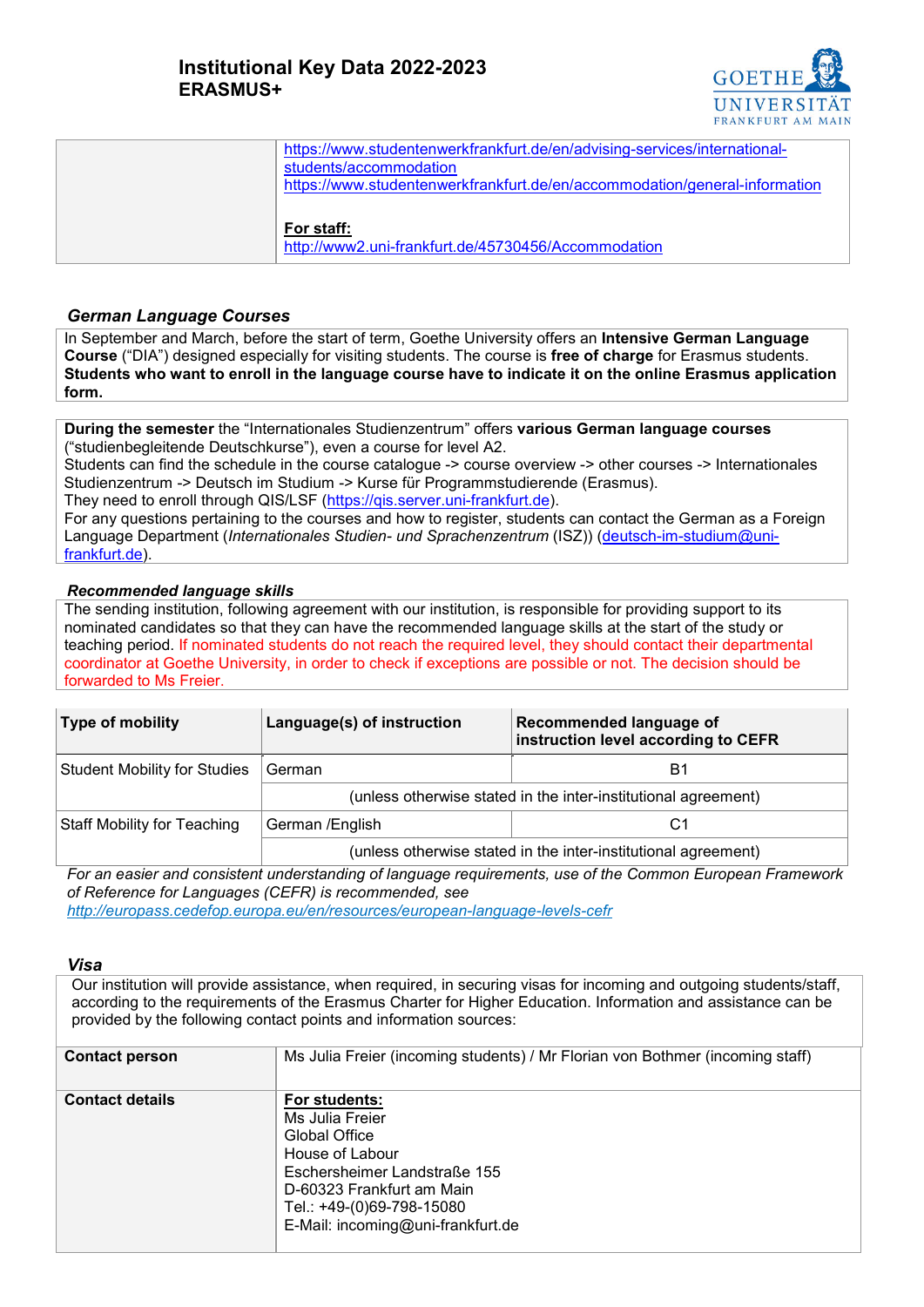| | https://www.studentenwerkfrankfurt.de/en/advising-services/international-students/accommodation<br>https://www.studentenwerkfrankfurt.de/en/accommodation/general-information<br><br>**For staff:**<br>http://www2.uni-frankfurt.de/45730456/Accommodation |
|---|---|

### *German Language Courses*

In September and March, before the start of term, Goethe University offers an **Intensive German Language Course** ("DIA") designed especially for visiting students. The course is **free of charge** for Erasmus students. **Students who want to enroll in the language course have to indicate it on the online Erasmus application form.**

**During the semester** the "Internationales Studienzentrum" offers **various German language courses** ("studienbegleitende Deutschkurse"), even a course for level A2.
Students can find the schedule in the course catalogue -> course overview -> other courses -> Internationales Studienzentrum -> Deutsch im Studium -> Kurse für Programmstudierende (Erasmus).
They need to enroll through QIS/LSF (https://qis.server.uni-frankfurt.de).
For any questions pertaining to the courses and how to register, students can contact the German as a Foreign Language Department (*Internationales Studien- und Sprachenzentrum* (ISZ)) (deutsch-im-studium@uni-frankfurt.de).

### *Recommended language skills*

The sending institution, following agreement with our institution, is responsible for providing support to its nominated candidates so that they can have the recommended language skills at the start of the study or teaching period. If nominated students do not reach the required level, they should contact their departmental coordinator at Goethe University, in order to check if exceptions are possible or not. The decision should be forwarded to Ms Freier.

| **Type of mobility** | **Language(s) of instruction** | **Recommended language of instruction level according to CEFR** |
|---|---|---|
| Student Mobility for Studies | German | B1 |
| | (unless otherwise stated in the inter-institutional agreement) | |
| Staff Mobility for Teaching | German /English | C1 |
| | (unless otherwise stated in the inter-institutional agreement) | |

*For an easier and consistent understanding of language requirements, use of the Common European Framework of Reference for Languages (CEFR) is recommended, see http://europass.cedefop.europa.eu/en/resources/european-language-levels-cefr*

### *Visa*

Our institution will provide assistance, when required, in securing visas for incoming and outgoing students/staff, according to the requirements of the Erasmus Charter for Higher Education. Information and assistance can be provided by the following contact points and information sources:

| | |
|---|---|
| **Contact person** | Ms Julia Freier (incoming students) / Mr Florian von Bothmer (incoming staff) |
| **Contact details** | **For students:**<br>Ms Julia Freier<br>Global Office<br>House of Labour<br>Eschersheimer Landstraße 155<br>D-60323 Frankfurt am Main<br>Tel.: +49-(0)69-798-15080<br>E-Mail: incoming@uni-frankfurt.de |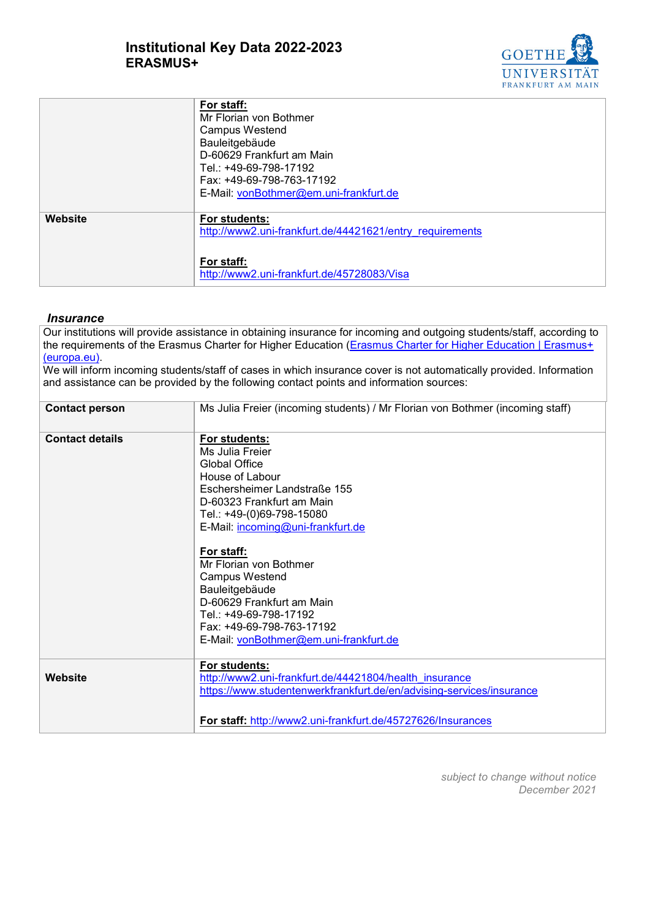| | |
|---|---|
| | **For staff:**<br>Mr Florian von Bothmer<br>Campus Westend<br>Bauleitgebäude<br>D-60629 Frankfurt am Main<br>Tel.: +49-69-798-17192<br>Fax: +49-69-798-763-17192<br>E-Mail: vonBothmer@em.uni-frankfurt.de |
| **Website** | **For students:**<br>http://www2.uni-frankfurt.de/44421621/entry_requirements<br><br>**For staff:**<br>http://www2.uni-frankfurt.de/45728083/Visa |

### *Insurance*

Our institutions will provide assistance in obtaining insurance for incoming and outgoing students/staff, according to the requirements of the Erasmus Charter for Higher Education (Erasmus Charter for Higher Education | Erasmus+ (europa.eu)).
We will inform incoming students/staff of cases in which insurance cover is not automatically provided. Information and assistance can be provided by the following contact points and information sources:

| | |
|---|---|
| **Contact person** | Ms Julia Freier (incoming students) / Mr Florian von Bothmer (incoming staff) |
| **Contact details** | **For students:**<br>Ms Julia Freier<br>Global Office<br>House of Labour<br>Eschersheimer Landstraße 155<br>D-60323 Frankfurt am Main<br>Tel.: +49-(0)69-798-15080<br>E-Mail: incoming@uni-frankfurt.de<br><br>**For staff:**<br>Mr Florian von Bothmer<br>Campus Westend<br>Bauleitgebäude<br>D-60629 Frankfurt am Main<br>Tel.: +49-69-798-17192<br>Fax: +49-69-798-763-17192<br>E-Mail: vonBothmer@em.uni-frankfurt.de |
| **Website** | **For students:**<br>http://www2.uni-frankfurt.de/44421804/health_insurance<br>https://www.studentenwerkfrankfurt.de/en/advising-services/insurance<br><br>**For staff:** http://www2.uni-frankfurt.de/45727626/Insurances |

*subject to change without notice*
*December 2021*